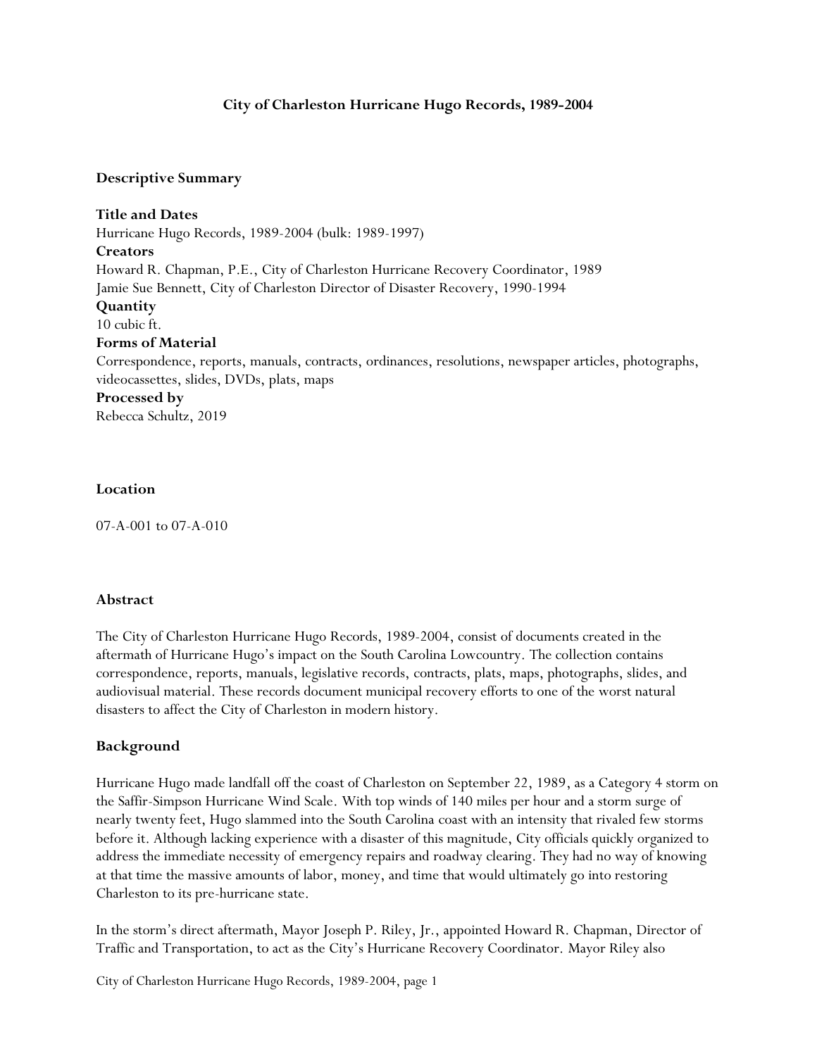# City of Charleston Hurricane Hugo Records, 1989-2004

## Descriptive Summary

**Title and Dates**
Hurricane Hugo Records, 1989-2004 (bulk: 1989-1997)

**Creators**
Howard R. Chapman, P.E., City of Charleston Hurricane Recovery Coordinator, 1989
Jamie Sue Bennett, City of Charleston Director of Disaster Recovery, 1990-1994

**Quantity**
10 cubic ft.

**Forms of Material**
Correspondence, reports, manuals, contracts, ordinances, resolutions, newspaper articles, photographs, videocassettes, slides, DVDs, plats, maps

**Processed by**
Rebecca Schultz, 2019

## Location

07-A-001 to 07-A-010

## Abstract

The City of Charleston Hurricane Hugo Records, 1989-2004, consist of documents created in the aftermath of Hurricane Hugo's impact on the South Carolina Lowcountry. The collection contains correspondence, reports, manuals, legislative records, contracts, plats, maps, photographs, slides, and audiovisual material. These records document municipal recovery efforts to one of the worst natural disasters to affect the City of Charleston in modern history.

## Background

Hurricane Hugo made landfall off the coast of Charleston on September 22, 1989, as a Category 4 storm on the Saffir-Simpson Hurricane Wind Scale. With top winds of 140 miles per hour and a storm surge of nearly twenty feet, Hugo slammed into the South Carolina coast with an intensity that rivaled few storms before it. Although lacking experience with a disaster of this magnitude, City officials quickly organized to address the immediate necessity of emergency repairs and roadway clearing. They had no way of knowing at that time the massive amounts of labor, money, and time that would ultimately go into restoring Charleston to its pre-hurricane state.

In the storm's direct aftermath, Mayor Joseph P. Riley, Jr., appointed Howard R. Chapman, Director of Traffic and Transportation, to act as the City's Hurricane Recovery Coordinator. Mayor Riley also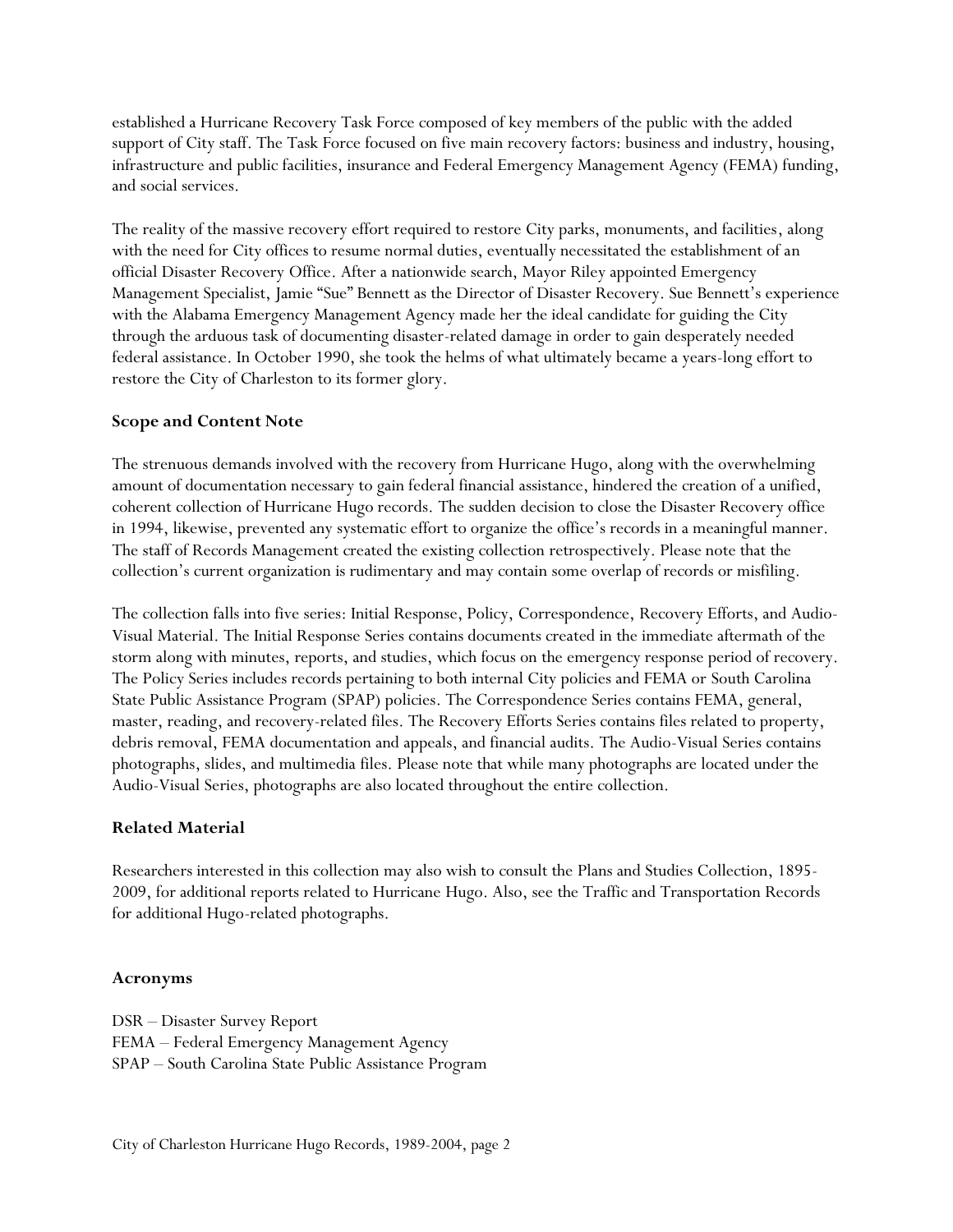established a Hurricane Recovery Task Force composed of key members of the public with the added support of City staff. The Task Force focused on five main recovery factors: business and industry, housing, infrastructure and public facilities, insurance and Federal Emergency Management Agency (FEMA) funding, and social services.

The reality of the massive recovery effort required to restore City parks, monuments, and facilities, along with the need for City offices to resume normal duties, eventually necessitated the establishment of an official Disaster Recovery Office. After a nationwide search, Mayor Riley appointed Emergency Management Specialist, Jamie "Sue" Bennett as the Director of Disaster Recovery. Sue Bennett's experience with the Alabama Emergency Management Agency made her the ideal candidate for guiding the City through the arduous task of documenting disaster-related damage in order to gain desperately needed federal assistance. In October 1990, she took the helms of what ultimately became a years-long effort to restore the City of Charleston to its former glory.

### Scope and Content Note

The strenuous demands involved with the recovery from Hurricane Hugo, along with the overwhelming amount of documentation necessary to gain federal financial assistance, hindered the creation of a unified, coherent collection of Hurricane Hugo records. The sudden decision to close the Disaster Recovery office in 1994, likewise, prevented any systematic effort to organize the office's records in a meaningful manner. The staff of Records Management created the existing collection retrospectively. Please note that the collection's current organization is rudimentary and may contain some overlap of records or misfiling.

The collection falls into five series: Initial Response, Policy, Correspondence, Recovery Efforts, and Audio-Visual Material. The Initial Response Series contains documents created in the immediate aftermath of the storm along with minutes, reports, and studies, which focus on the emergency response period of recovery. The Policy Series includes records pertaining to both internal City policies and FEMA or South Carolina State Public Assistance Program (SPAP) policies. The Correspondence Series contains FEMA, general, master, reading, and recovery-related files. The Recovery Efforts Series contains files related to property, debris removal, FEMA documentation and appeals, and financial audits. The Audio-Visual Series contains photographs, slides, and multimedia files. Please note that while many photographs are located under the Audio-Visual Series, photographs are also located throughout the entire collection.

### Related Material

Researchers interested in this collection may also wish to consult the Plans and Studies Collection, 1895-2009, for additional reports related to Hurricane Hugo. Also, see the Traffic and Transportation Records for additional Hugo-related photographs.

### Acronyms

DSR – Disaster Survey Report
FEMA – Federal Emergency Management Agency
SPAP – South Carolina State Public Assistance Program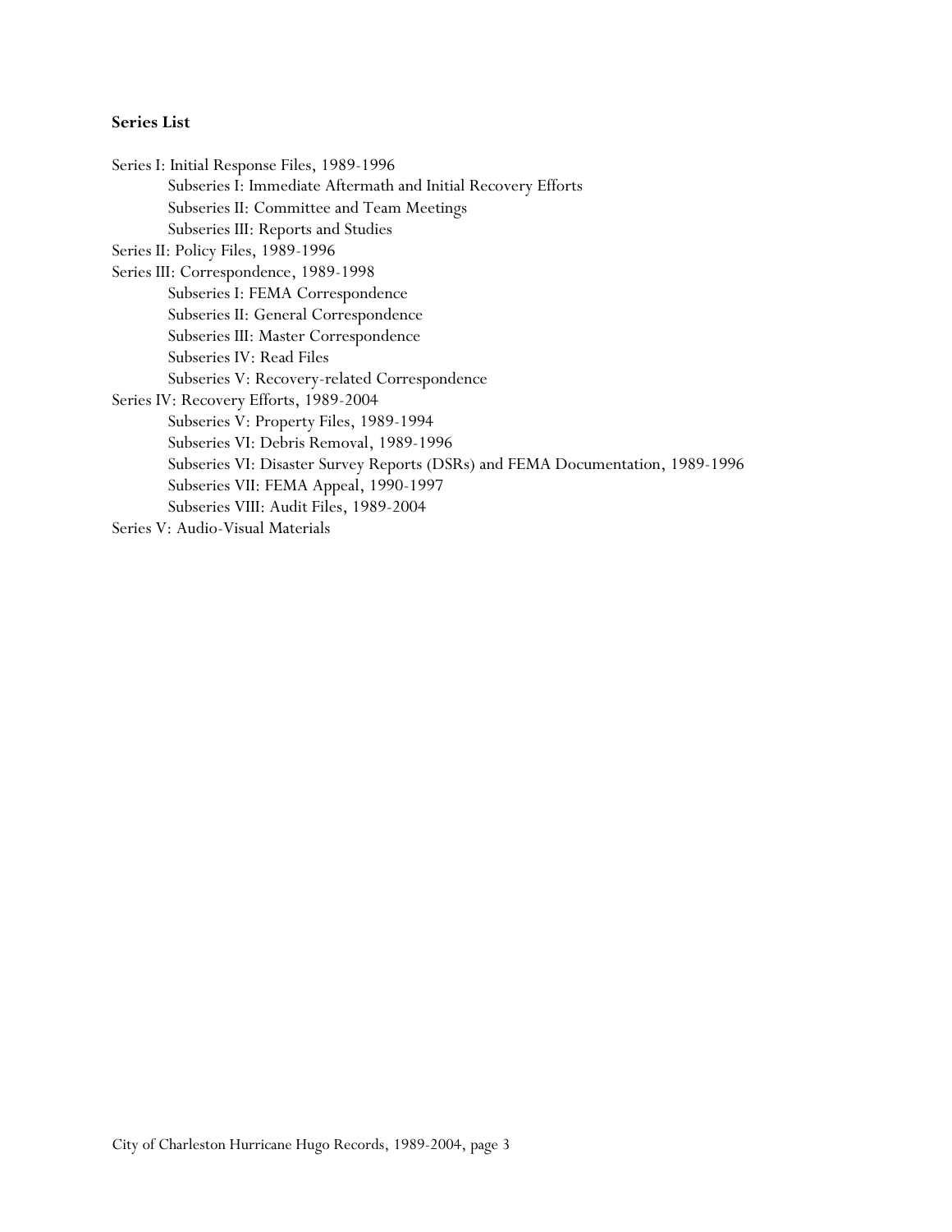**Series List**

- Series I: Initial Response Files, 1989-1996
  - Subseries I: Immediate Aftermath and Initial Recovery Efforts
  - Subseries II: Committee and Team Meetings
  - Subseries III: Reports and Studies
- Series II: Policy Files, 1989-1996
- Series III: Correspondence, 1989-1998
  - Subseries I: FEMA Correspondence
  - Subseries II: General Correspondence
  - Subseries III: Master Correspondence
  - Subseries IV: Read Files
  - Subseries V: Recovery-related Correspondence
- Series IV: Recovery Efforts, 1989-2004
  - Subseries V: Property Files, 1989-1994
  - Subseries VI: Debris Removal, 1989-1996
  - Subseries VI: Disaster Survey Reports (DSRs) and FEMA Documentation, 1989-1996
  - Subseries VII: FEMA Appeal, 1990-1997
  - Subseries VIII: Audit Files, 1989-2004
- Series V: Audio-Visual Materials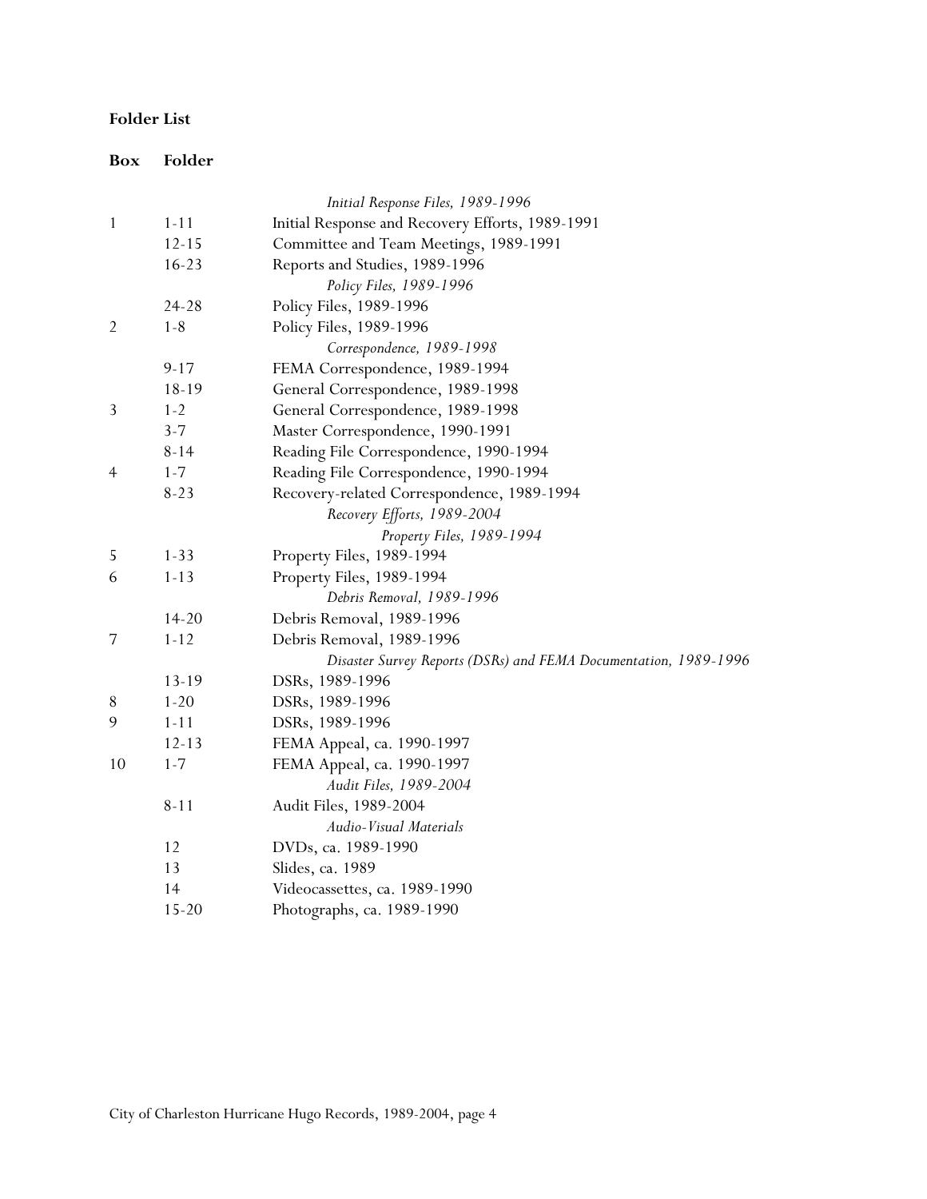## Folder List

| Box | Folder | |
| --- | --- | --- |
| | | *Initial Response Files, 1989-1996* |
| 1 | 1-11 | Initial Response and Recovery Efforts, 1989-1991 |
| | 12-15 | Committee and Team Meetings, 1989-1991 |
| | 16-23 | Reports and Studies, 1989-1996 |
| | | *Policy Files, 1989-1996* |
| | 24-28 | Policy Files, 1989-1996 |
| 2 | 1-8 | Policy Files, 1989-1996 |
| | | *Correspondence, 1989-1998* |
| | 9-17 | FEMA Correspondence, 1989-1994 |
| | 18-19 | General Correspondence, 1989-1998 |
| 3 | 1-2 | General Correspondence, 1989-1998 |
| | 3-7 | Master Correspondence, 1990-1991 |
| | 8-14 | Reading File Correspondence, 1990-1994 |
| 4 | 1-7 | Reading File Correspondence, 1990-1994 |
| | 8-23 | Recovery-related Correspondence, 1989-1994 |
| | | *Recovery Efforts, 1989-2004* |
| | | *Property Files, 1989-1994* |
| 5 | 1-33 | Property Files, 1989-1994 |
| 6 | 1-13 | Property Files, 1989-1994 |
| | | *Debris Removal, 1989-1996* |
| | 14-20 | Debris Removal, 1989-1996 |
| 7 | 1-12 | Debris Removal, 1989-1996 |
| | | *Disaster Survey Reports (DSRs) and FEMA Documentation, 1989-1996* |
| | 13-19 | DSRs, 1989-1996 |
| 8 | 1-20 | DSRs, 1989-1996 |
| 9 | 1-11 | DSRs, 1989-1996 |
| | 12-13 | FEMA Appeal, ca. 1990-1997 |
| 10 | 1-7 | FEMA Appeal, ca. 1990-1997 |
| | | *Audit Files, 1989-2004* |
| | 8-11 | Audit Files, 1989-2004 |
| | | *Audio-Visual Materials* |
| | 12 | DVDs, ca. 1989-1990 |
| | 13 | Slides, ca. 1989 |
| | 14 | Videocassettes, ca. 1989-1990 |
| | 15-20 | Photographs, ca. 1989-1990 |